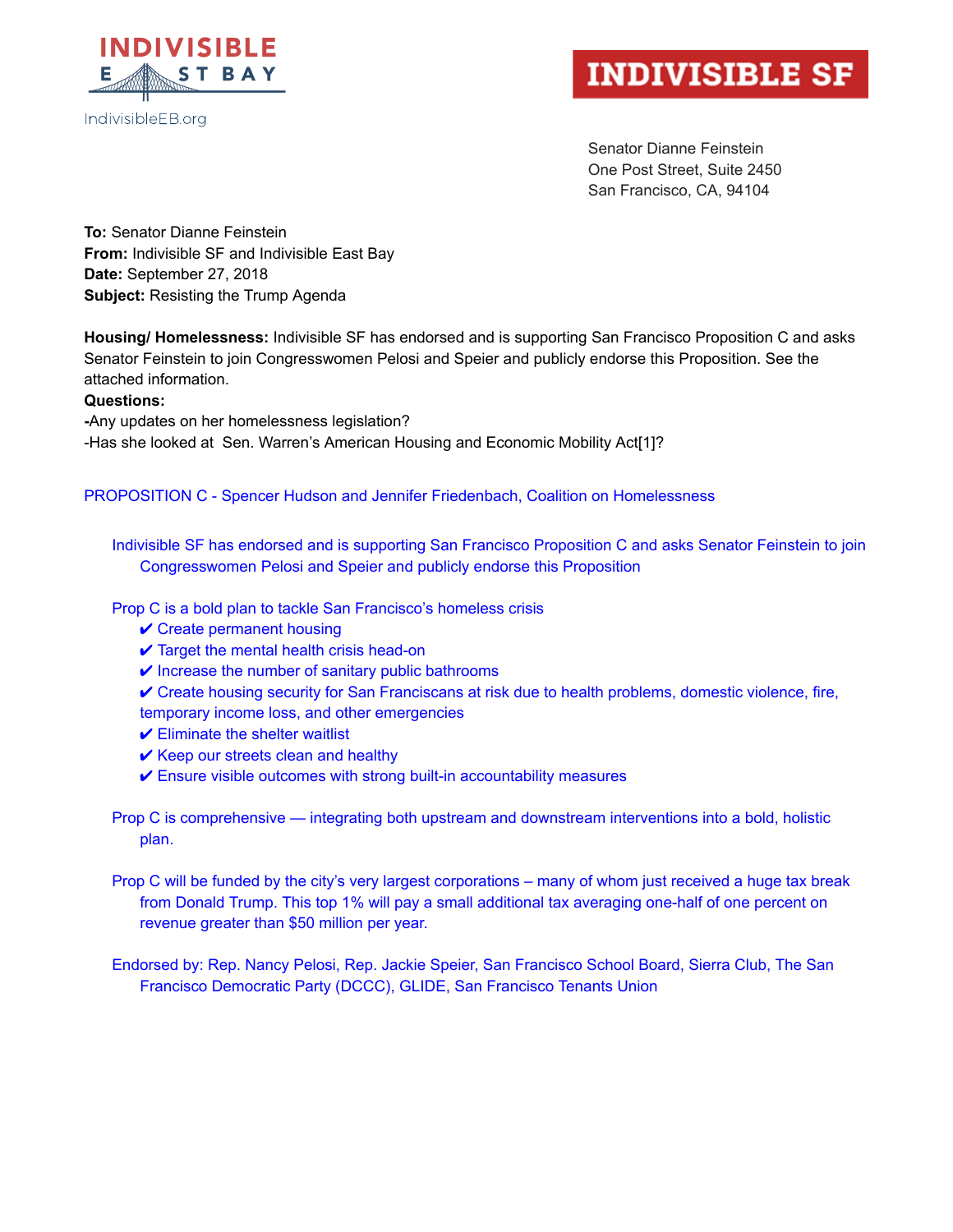INDIVISIBLE EAST BAY

IndivisibleEB.org

INDIVISIBLE SF

Senator Dianne Feinstein
One Post Street, Suite 2450
San Francisco, CA, 94104

**To:** Senator Dianne Feinstein
**From:** Indivisible SF and Indivisible East Bay
**Date:** September 27, 2018
**Subject:** Resisting the Trump Agenda

**Housing/ Homelessness:** Indivisible SF has endorsed and is supporting San Francisco Proposition C and asks Senator Feinstein to join Congresswomen Pelosi and Speier and publicly endorse this Proposition. See the attached information.

**Questions:**

**-**Any updates on her homelessness legislation?

-Has she looked at Sen. Warren's American Housing and Economic Mobility Act[1]?

PROPOSITION C - Spencer Hudson and Jennifer Friedenbach, Coalition on Homelessness

Indivisible SF has endorsed and is supporting San Francisco Proposition C and asks Senator Feinstein to join Congresswomen Pelosi and Speier and publicly endorse this Proposition

Prop C is a bold plan to tackle San Francisco's homeless crisis

✔ Create permanent housing
✔ Target the mental health crisis head-on
✔ Increase the number of sanitary public bathrooms
✔ Create housing security for San Franciscans at risk due to health problems, domestic violence, fire, temporary income loss, and other emergencies
✔ Eliminate the shelter waitlist
✔ Keep our streets clean and healthy
✔ Ensure visible outcomes with strong built-in accountability measures

Prop C is comprehensive — integrating both upstream and downstream interventions into a bold, holistic plan.

Prop C will be funded by the city's very largest corporations – many of whom just received a huge tax break from Donald Trump. This top 1% will pay a small additional tax averaging one-half of one percent on revenue greater than $50 million per year.

Endorsed by: Rep. Nancy Pelosi, Rep. Jackie Speier, San Francisco School Board, Sierra Club, The San Francisco Democratic Party (DCCC), GLIDE, San Francisco Tenants Union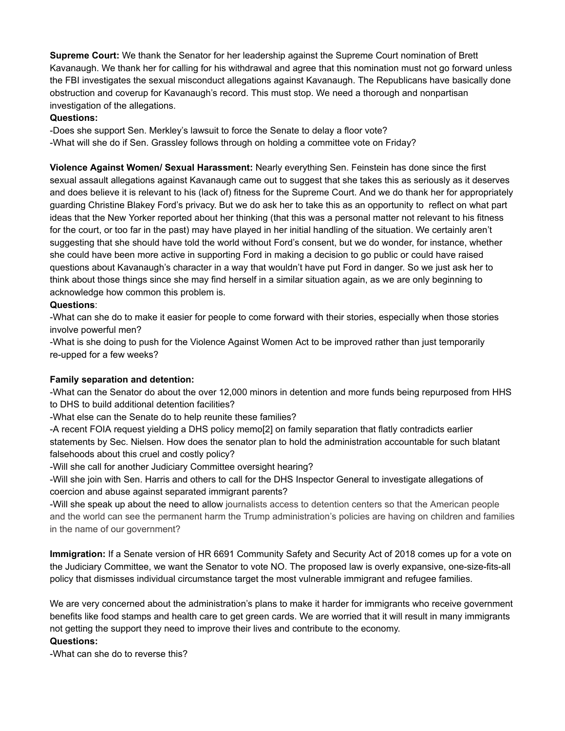**Supreme Court:** We thank the Senator for her leadership against the Supreme Court nomination of Brett Kavanaugh. We thank her for calling for his withdrawal and agree that this nomination must not go forward unless the FBI investigates the sexual misconduct allegations against Kavanaugh. The Republicans have basically done obstruction and coverup for Kavanaugh's record. This must stop. We need a thorough and nonpartisan investigation of the allegations.

**Questions:**

-Does she support Sen. Merkley's lawsuit to force the Senate to delay a floor vote?

-What will she do if Sen. Grassley follows through on holding a committee vote on Friday?

**Violence Against Women/ Sexual Harassment:** Nearly everything Sen. Feinstein has done since the first sexual assault allegations against Kavanaugh came out to suggest that she takes this as seriously as it deserves and does believe it is relevant to his (lack of) fitness for the Supreme Court. And we do thank her for appropriately guarding Christine Blakey Ford's privacy. But we do ask her to take this as an opportunity to reflect on what part ideas that the New Yorker reported about her thinking (that this was a personal matter not relevant to his fitness for the court, or too far in the past) may have played in her initial handling of the situation. We certainly aren't suggesting that she should have told the world without Ford's consent, but we do wonder, for instance, whether she could have been more active in supporting Ford in making a decision to go public or could have raised questions about Kavanaugh's character in a way that wouldn't have put Ford in danger. So we just ask her to think about those things since she may find herself in a similar situation again, as we are only beginning to acknowledge how common this problem is.

**Questions**:

-What can she do to make it easier for people to come forward with their stories, especially when those stories involve powerful men?

-What is she doing to push for the Violence Against Women Act to be improved rather than just temporarily re-upped for a few weeks?

**Family separation and detention:**

-What can the Senator do about the over 12,000 minors in detention and more funds being repurposed from HHS to DHS to build additional detention facilities?

-What else can the Senate do to help reunite these families?

-A recent FOIA request yielding a DHS policy memo[2] on family separation that flatly contradicts earlier statements by Sec. Nielsen. How does the senator plan to hold the administration accountable for such blatant falsehoods about this cruel and costly policy?

-Will she call for another Judiciary Committee oversight hearing?

-Will she join with Sen. Harris and others to call for the DHS Inspector General to investigate allegations of coercion and abuse against separated immigrant parents?

-Will she speak up about the need to allow journalists access to detention centers so that the American people and the world can see the permanent harm the Trump administration's policies are having on children and families in the name of our government?

**Immigration:** If a Senate version of HR 6691 Community Safety and Security Act of 2018 comes up for a vote on the Judiciary Committee, we want the Senator to vote NO. The proposed law is overly expansive, one-size-fits-all policy that dismisses individual circumstance target the most vulnerable immigrant and refugee families.

We are very concerned about the administration's plans to make it harder for immigrants who receive government benefits like food stamps and health care to get green cards. We are worried that it will result in many immigrants not getting the support they need to improve their lives and contribute to the economy.

**Questions:**

-What can she do to reverse this?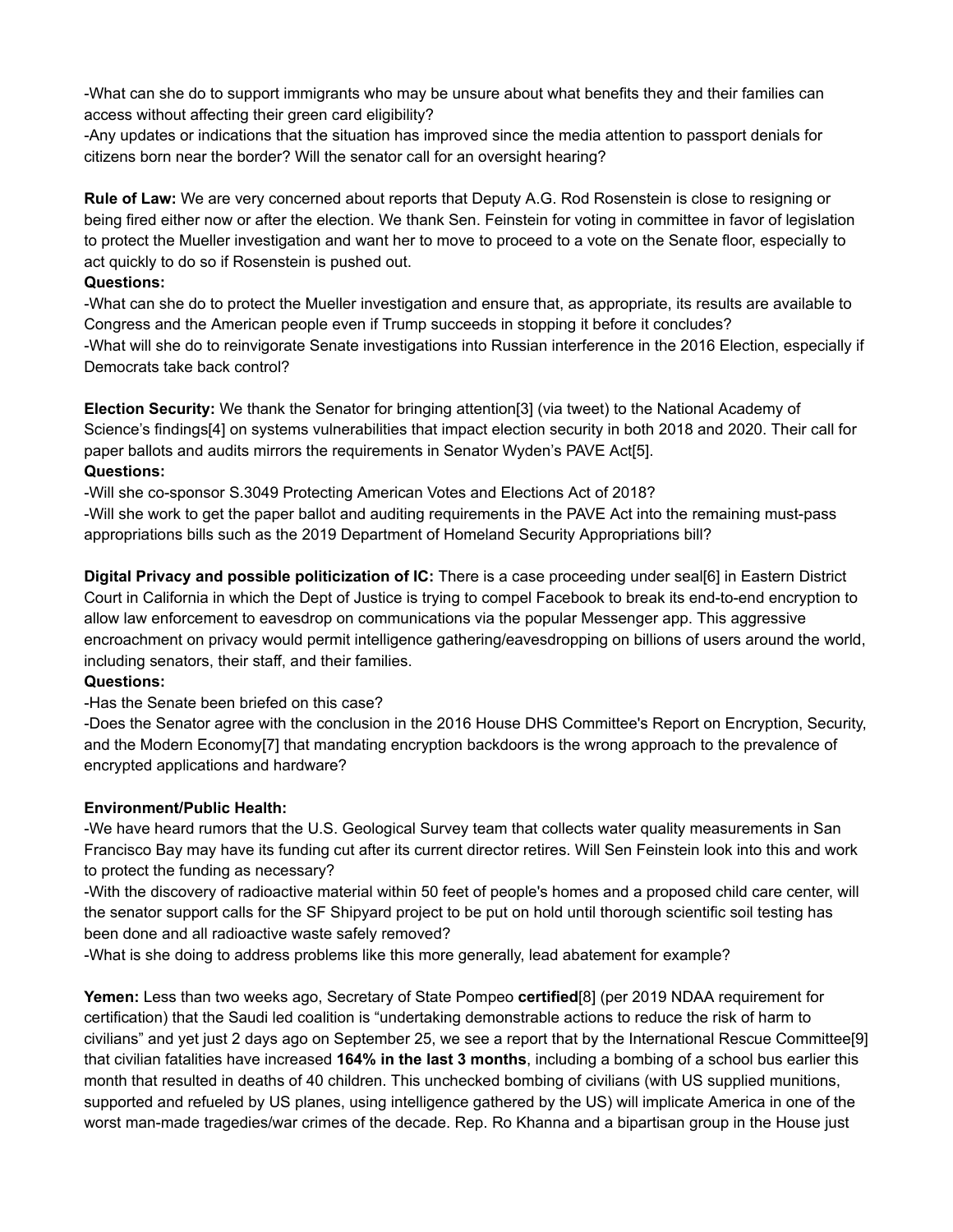-What can she do to support immigrants who may be unsure about what benefits they and their families can access without affecting their green card eligibility?
-Any updates or indications that the situation has improved since the media attention to passport denials for citizens born near the border? Will the senator call for an oversight hearing?

**Rule of Law:** We are very concerned about reports that Deputy A.G. Rod Rosenstein is close to resigning or being fired either now or after the election. We thank Sen. Feinstein for voting in committee in favor of legislation to protect the Mueller investigation and want her to move to proceed to a vote on the Senate floor, especially to act quickly to do so if Rosenstein is pushed out.

**Questions:**

-What can she do to protect the Mueller investigation and ensure that, as appropriate, its results are available to Congress and the American people even if Trump succeeds in stopping it before it concludes?
-What will she do to reinvigorate Senate investigations into Russian interference in the 2016 Election, especially if Democrats take back control?

**Election Security:** We thank the Senator for bringing attention[3] (via tweet) to the National Academy of Science's findings[4] on systems vulnerabilities that impact election security in both 2018 and 2020. Their call for paper ballots and audits mirrors the requirements in Senator Wyden's PAVE Act[5].

**Questions:**

-Will she co-sponsor S.3049 Protecting American Votes and Elections Act of 2018?
-Will she work to get the paper ballot and auditing requirements in the PAVE Act into the remaining must-pass appropriations bills such as the 2019 Department of Homeland Security Appropriations bill?

**Digital Privacy and possible politicization of IC:** There is a case proceeding under seal[6] in Eastern District Court in California in which the Dept of Justice is trying to compel Facebook to break its end-to-end encryption to allow law enforcement to eavesdrop on communications via the popular Messenger app. This aggressive encroachment on privacy would permit intelligence gathering/eavesdropping on billions of users around the world, including senators, their staff, and their families.

**Questions:**

-Has the Senate been briefed on this case?
-Does the Senator agree with the conclusion in the 2016 House DHS Committee's Report on Encryption, Security, and the Modern Economy[7] that mandating encryption backdoors is the wrong approach to the prevalence of encrypted applications and hardware?

**Environment/Public Health:**

-We have heard rumors that the U.S. Geological Survey team that collects water quality measurements in San Francisco Bay may have its funding cut after its current director retires. Will Sen Feinstein look into this and work to protect the funding as necessary?
-With the discovery of radioactive material within 50 feet of people's homes and a proposed child care center, will the senator support calls for the SF Shipyard project to be put on hold until thorough scientific soil testing has been done and all radioactive waste safely removed?
-What is she doing to address problems like this more generally, lead abatement for example?

**Yemen:** Less than two weeks ago, Secretary of State Pompeo **certified**[8] (per 2019 NDAA requirement for certification) that the Saudi led coalition is "undertaking demonstrable actions to reduce the risk of harm to civilians" and yet just 2 days ago on September 25, we see a report that by the International Rescue Committee[9] that civilian fatalities have increased **164% in the last 3 months**, including a bombing of a school bus earlier this month that resulted in deaths of 40 children. This unchecked bombing of civilians (with US supplied munitions, supported and refueled by US planes, using intelligence gathered by the US) will implicate America in one of the worst man-made tragedies/war crimes of the decade. Rep. Ro Khanna and a bipartisan group in the House just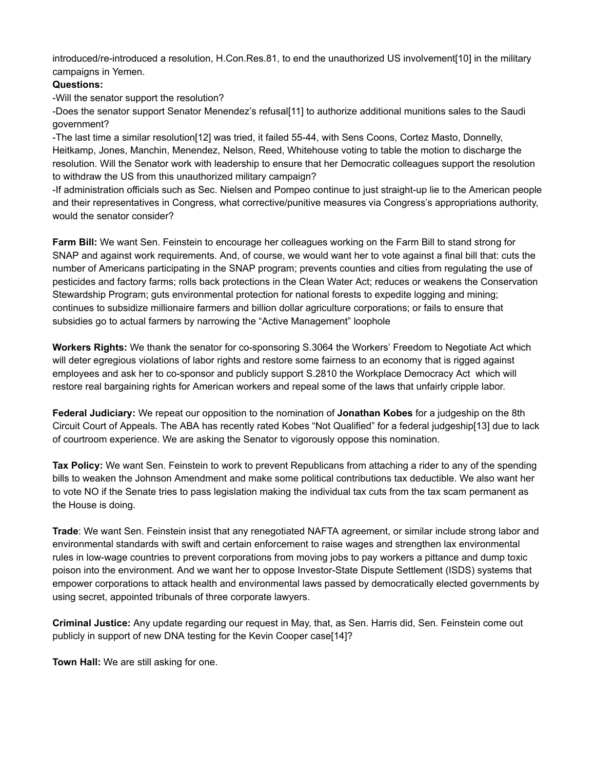introduced/re-introduced a resolution, H.Con.Res.81, to end the unauthorized US involvement[10] in the military campaigns in Yemen.

**Questions:**

-Will the senator support the resolution?

-Does the senator support Senator Menendez's refusal[11] to authorize additional munitions sales to the Saudi government?

-The last time a similar resolution[12] was tried, it failed 55-44, with Sens Coons, Cortez Masto, Donnelly, Heitkamp, Jones, Manchin, Menendez, Nelson, Reed, Whitehouse voting to table the motion to discharge the resolution. Will the Senator work with leadership to ensure that her Democratic colleagues support the resolution to withdraw the US from this unauthorized military campaign?

-If administration officials such as Sec. Nielsen and Pompeo continue to just straight-up lie to the American people and their representatives in Congress, what corrective/punitive measures via Congress's appropriations authority, would the senator consider?

**Farm Bill:** We want Sen. Feinstein to encourage her colleagues working on the Farm Bill to stand strong for SNAP and against work requirements. And, of course, we would want her to vote against a final bill that: cuts the number of Americans participating in the SNAP program; prevents counties and cities from regulating the use of pesticides and factory farms; rolls back protections in the Clean Water Act; reduces or weakens the Conservation Stewardship Program; guts environmental protection for national forests to expedite logging and mining; continues to subsidize millionaire farmers and billion dollar agriculture corporations; or fails to ensure that subsidies go to actual farmers by narrowing the "Active Management" loophole

**Workers Rights:** We thank the senator for co-sponsoring S.3064 the Workers' Freedom to Negotiate Act which will deter egregious violations of labor rights and restore some fairness to an economy that is rigged against employees and ask her to co-sponsor and publicly support S.2810 the Workplace Democracy Act which will restore real bargaining rights for American workers and repeal some of the laws that unfairly cripple labor.

**Federal Judiciary:** We repeat our opposition to the nomination of **Jonathan Kobes** for a judgeship on the 8th Circuit Court of Appeals. The ABA has recently rated Kobes "Not Qualified" for a federal judgeship[13] due to lack of courtroom experience. We are asking the Senator to vigorously oppose this nomination.

**Tax Policy:** We want Sen. Feinstein to work to prevent Republicans from attaching a rider to any of the spending bills to weaken the Johnson Amendment and make some political contributions tax deductible. We also want her to vote NO if the Senate tries to pass legislation making the individual tax cuts from the tax scam permanent as the House is doing.

**Trade**: We want Sen. Feinstein insist that any renegotiated NAFTA agreement, or similar include strong labor and environmental standards with swift and certain enforcement to raise wages and strengthen lax environmental rules in low-wage countries to prevent corporations from moving jobs to pay workers a pittance and dump toxic poison into the environment. And we want her to oppose Investor-State Dispute Settlement (ISDS) systems that empower corporations to attack health and environmental laws passed by democratically elected governments by using secret, appointed tribunals of three corporate lawyers.

**Criminal Justice:** Any update regarding our request in May, that, as Sen. Harris did, Sen. Feinstein come out publicly in support of new DNA testing for the Kevin Cooper case[14]?

**Town Hall:** We are still asking for one.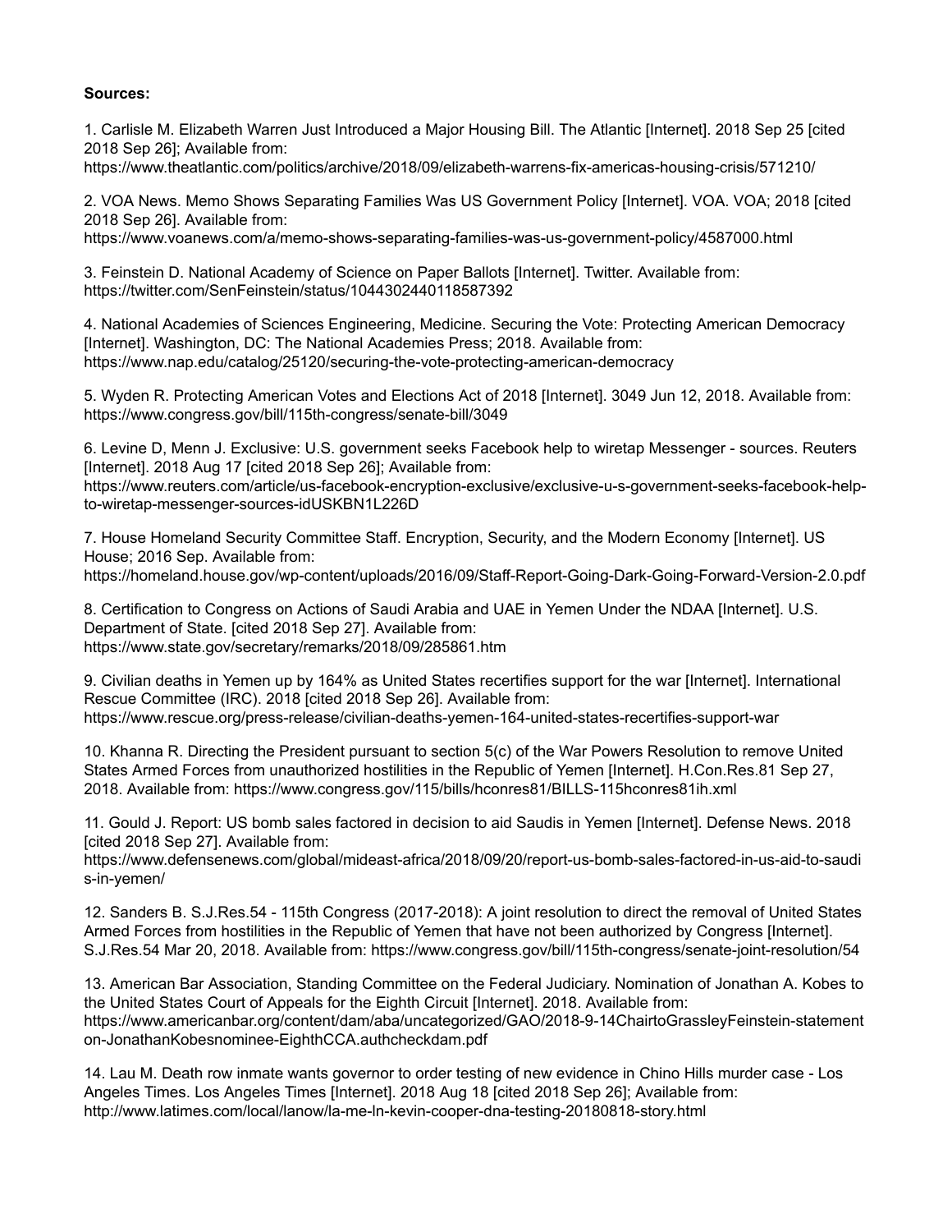**Sources:**

1. Carlisle M. Elizabeth Warren Just Introduced a Major Housing Bill. The Atlantic [Internet]. 2018 Sep 25 [cited 2018 Sep 26]; Available from: https://www.theatlantic.com/politics/archive/2018/09/elizabeth-warrens-fix-americas-housing-crisis/571210/

2. VOA News. Memo Shows Separating Families Was US Government Policy [Internet]. VOA. VOA; 2018 [cited 2018 Sep 26]. Available from: https://www.voanews.com/a/memo-shows-separating-families-was-us-government-policy/4587000.html

3. Feinstein D. National Academy of Science on Paper Ballots [Internet]. Twitter. Available from: https://twitter.com/SenFeinstein/status/1044302440118587392

4. National Academies of Sciences Engineering, Medicine. Securing the Vote: Protecting American Democracy [Internet]. Washington, DC: The National Academies Press; 2018. Available from: https://www.nap.edu/catalog/25120/securing-the-vote-protecting-american-democracy

5. Wyden R. Protecting American Votes and Elections Act of 2018 [Internet]. 3049 Jun 12, 2018. Available from: https://www.congress.gov/bill/115th-congress/senate-bill/3049

6. Levine D, Menn J. Exclusive: U.S. government seeks Facebook help to wiretap Messenger - sources. Reuters [Internet]. 2018 Aug 17 [cited 2018 Sep 26]; Available from: https://www.reuters.com/article/us-facebook-encryption-exclusive/exclusive-u-s-government-seeks-facebook-help-to-wiretap-messenger-sources-idUSKBN1L226D

7. House Homeland Security Committee Staff. Encryption, Security, and the Modern Economy [Internet]. US House; 2016 Sep. Available from: https://homeland.house.gov/wp-content/uploads/2016/09/Staff-Report-Going-Dark-Going-Forward-Version-2.0.pdf

8. Certification to Congress on Actions of Saudi Arabia and UAE in Yemen Under the NDAA [Internet]. U.S. Department of State. [cited 2018 Sep 27]. Available from: https://www.state.gov/secretary/remarks/2018/09/285861.htm

9. Civilian deaths in Yemen up by 164% as United States recertifies support for the war [Internet]. International Rescue Committee (IRC). 2018 [cited 2018 Sep 26]. Available from: https://www.rescue.org/press-release/civilian-deaths-yemen-164-united-states-recertifies-support-war

10. Khanna R. Directing the President pursuant to section 5(c) of the War Powers Resolution to remove United States Armed Forces from unauthorized hostilities in the Republic of Yemen [Internet]. H.Con.Res.81 Sep 27, 2018. Available from: https://www.congress.gov/115/bills/hconres81/BILLS-115hconres81ih.xml

11. Gould J. Report: US bomb sales factored in decision to aid Saudis in Yemen [Internet]. Defense News. 2018 [cited 2018 Sep 27]. Available from: https://www.defensenews.com/global/mideast-africa/2018/09/20/report-us-bomb-sales-factored-in-us-aid-to-saudis-in-yemen/

12. Sanders B. S.J.Res.54 - 115th Congress (2017-2018): A joint resolution to direct the removal of United States Armed Forces from hostilities in the Republic of Yemen that have not been authorized by Congress [Internet]. S.J.Res.54 Mar 20, 2018. Available from: https://www.congress.gov/bill/115th-congress/senate-joint-resolution/54

13. American Bar Association, Standing Committee on the Federal Judiciary. Nomination of Jonathan A. Kobes to the United States Court of Appeals for the Eighth Circuit [Internet]. 2018. Available from: https://www.americanbar.org/content/dam/aba/uncategorized/GAO/2018-9-14ChairtoGrassleyFeinstein-statementon-JonathanKobesnominee-EighthCCA.authcheckdam.pdf

14. Lau M. Death row inmate wants governor to order testing of new evidence in Chino Hills murder case - Los Angeles Times. Los Angeles Times [Internet]. 2018 Aug 18 [cited 2018 Sep 26]; Available from: http://www.latimes.com/local/lanow/la-me-ln-kevin-cooper-dna-testing-20180818-story.html